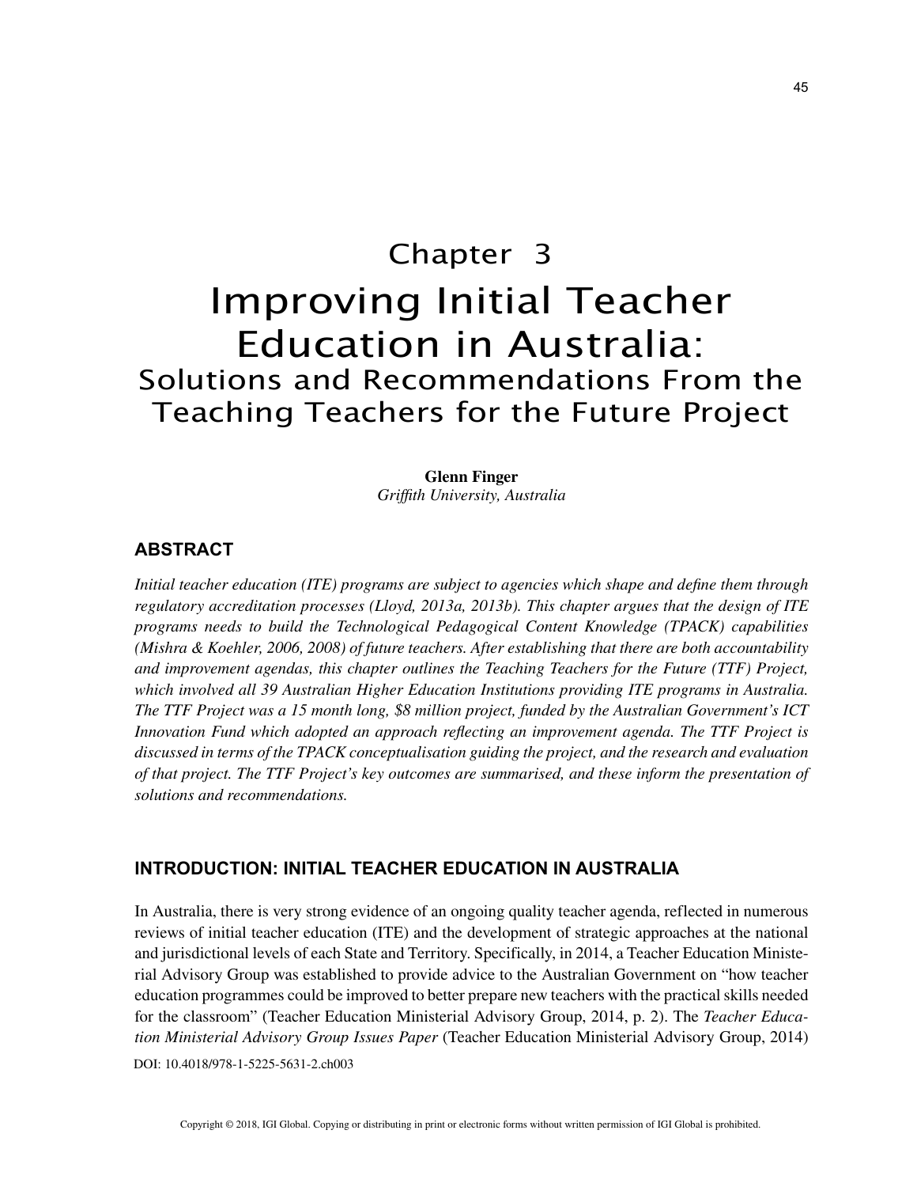# Chapter 3
# Improving Initial Teacher Education in Australia:
## Solutions and Recommendations From the Teaching Teachers for the Future Project

**Glenn Finger**
*Griffith University, Australia*

## ABSTRACT

*Initial teacher education (ITE) programs are subject to agencies which shape and define them through regulatory accreditation processes (Lloyd, 2013a, 2013b). This chapter argues that the design of ITE programs needs to build the Technological Pedagogical Content Knowledge (TPACK) capabilities (Mishra & Koehler, 2006, 2008) of future teachers. After establishing that there are both accountability and improvement agendas, this chapter outlines the Teaching Teachers for the Future (TTF) Project, which involved all 39 Australian Higher Education Institutions providing ITE programs in Australia. The TTF Project was a 15 month long, $8 million project, funded by the Australian Government's ICT Innovation Fund which adopted an approach reflecting an improvement agenda. The TTF Project is discussed in terms of the TPACK conceptualisation guiding the project, and the research and evaluation of that project. The TTF Project's key outcomes are summarised, and these inform the presentation of solutions and recommendations.*

## INTRODUCTION: INITIAL TEACHER EDUCATION IN AUSTRALIA

In Australia, there is very strong evidence of an ongoing quality teacher agenda, reflected in numerous reviews of initial teacher education (ITE) and the development of strategic approaches at the national and jurisdictional levels of each State and Territory. Specifically, in 2014, a Teacher Education Ministerial Advisory Group was established to provide advice to the Australian Government on "how teacher education programmes could be improved to better prepare new teachers with the practical skills needed for the classroom" (Teacher Education Ministerial Advisory Group, 2014, p. 2). The *Teacher Education Ministerial Advisory Group Issues Paper* (Teacher Education Ministerial Advisory Group, 2014)

DOI: 10.4018/978-1-5225-5631-2.ch003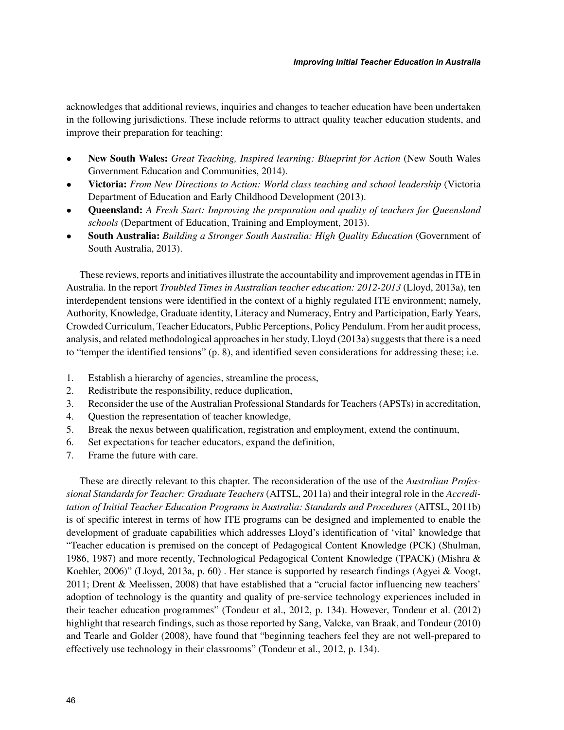acknowledges that additional reviews, inquiries and changes to teacher education have been undertaken in the following jurisdictions. These include reforms to attract quality teacher education students, and improve their preparation for teaching:

- **New South Wales:** *Great Teaching, Inspired learning: Blueprint for Action* (New South Wales Government Education and Communities, 2014).
- **Victoria:** *From New Directions to Action: World class teaching and school leadership* (Victoria Department of Education and Early Childhood Development (2013).
- **Queensland:** *A Fresh Start: Improving the preparation and quality of teachers for Queensland schools* (Department of Education, Training and Employment, 2013).
- **South Australia:** *Building a Stronger South Australia: High Quality Education* (Government of South Australia, 2013).

These reviews, reports and initiatives illustrate the accountability and improvement agendas in ITE in Australia. In the report *Troubled Times in Australian teacher education: 2012-2013* (Lloyd, 2013a), ten interdependent tensions were identified in the context of a highly regulated ITE environment; namely, Authority, Knowledge, Graduate identity, Literacy and Numeracy, Entry and Participation, Early Years, Crowded Curriculum, Teacher Educators, Public Perceptions, Policy Pendulum. From her audit process, analysis, and related methodological approaches in her study, Lloyd (2013a) suggests that there is a need to "temper the identified tensions" (p. 8), and identified seven considerations for addressing these; i.e.

1. Establish a hierarchy of agencies, streamline the process,
2. Redistribute the responsibility, reduce duplication,
3. Reconsider the use of the Australian Professional Standards for Teachers (APSTs) in accreditation,
4. Question the representation of teacher knowledge,
5. Break the nexus between qualification, registration and employment, extend the continuum,
6. Set expectations for teacher educators, expand the definition,
7. Frame the future with care.

These are directly relevant to this chapter. The reconsideration of the use of the *Australian Professional Standards for Teacher: Graduate Teachers* (AITSL, 2011a) and their integral role in the *Accreditation of Initial Teacher Education Programs in Australia: Standards and Procedures* (AITSL, 2011b) is of specific interest in terms of how ITE programs can be designed and implemented to enable the development of graduate capabilities which addresses Lloyd's identification of 'vital' knowledge that "Teacher education is premised on the concept of Pedagogical Content Knowledge (PCK) (Shulman, 1986, 1987) and more recently, Technological Pedagogical Content Knowledge (TPACK) (Mishra & Koehler, 2006)" (Lloyd, 2013a, p. 60) . Her stance is supported by research findings (Agyei & Voogt, 2011; Drent & Meelissen, 2008) that have established that a "crucial factor influencing new teachers' adoption of technology is the quantity and quality of pre-service technology experiences included in their teacher education programmes" (Tondeur et al., 2012, p. 134). However, Tondeur et al. (2012) highlight that research findings, such as those reported by Sang, Valcke, van Braak, and Tondeur (2010) and Tearle and Golder (2008), have found that "beginning teachers feel they are not well-prepared to effectively use technology in their classrooms" (Tondeur et al., 2012, p. 134).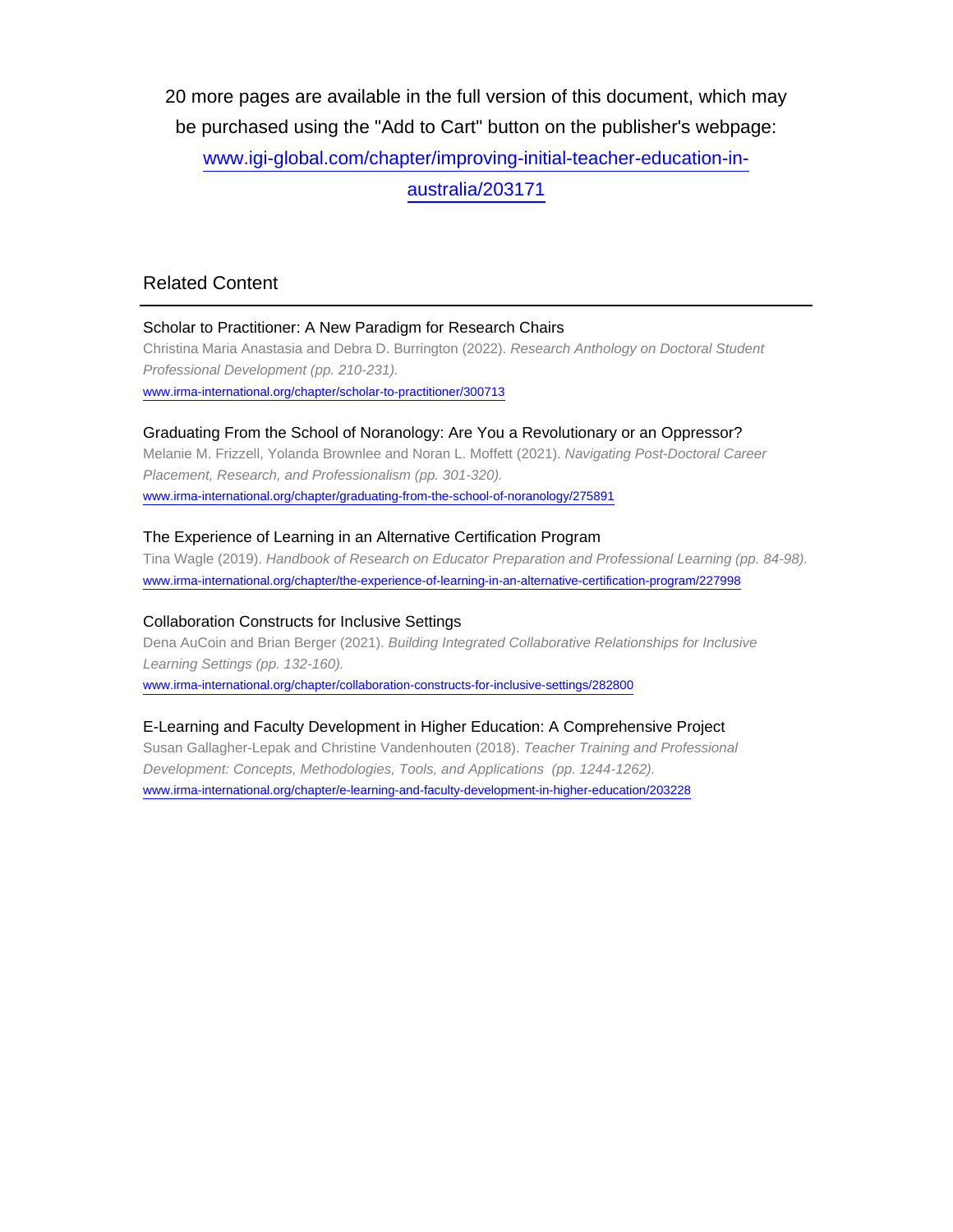20 more pages are available in the full version of this document, which may be purchased using the "Add to Cart" button on the publisher's webpage: [www.igi-global.com/chapter/improving-initial-teacher-education-in-australia/203171](http://www.igi-global.com/chapter/improving-initial-teacher-education-in-australia/203171)

## Related Content

**Scholar to Practitioner: A New Paradigm for Research Chairs**
Christina Maria Anastasia and Debra D. Burrington (2022). *Research Anthology on Doctoral Student Professional Development (pp. 210-231).*
[www.irma-international.org/chapter/scholar-to-practitioner/300713](http://www.irma-international.org/chapter/scholar-to-practitioner/300713)

**Graduating From the School of Noranology: Are You a Revolutionary or an Oppressor?**
Melanie M. Frizzell, Yolanda Brownlee and Noran L. Moffett (2021). *Navigating Post-Doctoral Career Placement, Research, and Professionalism (pp. 301-320).*
[www.irma-international.org/chapter/graduating-from-the-school-of-noranology/275891](http://www.irma-international.org/chapter/graduating-from-the-school-of-noranology/275891)

**The Experience of Learning in an Alternative Certification Program**
Tina Wagle (2019). *Handbook of Research on Educator Preparation and Professional Learning (pp. 84-98).*
[www.irma-international.org/chapter/the-experience-of-learning-in-an-alternative-certification-program/227998](http://www.irma-international.org/chapter/the-experience-of-learning-in-an-alternative-certification-program/227998)

**Collaboration Constructs for Inclusive Settings**
Dena AuCoin and Brian Berger (2021). *Building Integrated Collaborative Relationships for Inclusive Learning Settings (pp. 132-160).*
[www.irma-international.org/chapter/collaboration-constructs-for-inclusive-settings/282800](http://www.irma-international.org/chapter/collaboration-constructs-for-inclusive-settings/282800)

**E-Learning and Faculty Development in Higher Education: A Comprehensive Project**
Susan Gallagher-Lepak and Christine Vandenhouten (2018). *Teacher Training and Professional Development: Concepts, Methodologies, Tools, and Applications (pp. 1244-1262).*
[www.irma-international.org/chapter/e-learning-and-faculty-development-in-higher-education/203228](http://www.irma-international.org/chapter/e-learning-and-faculty-development-in-higher-education/203228)